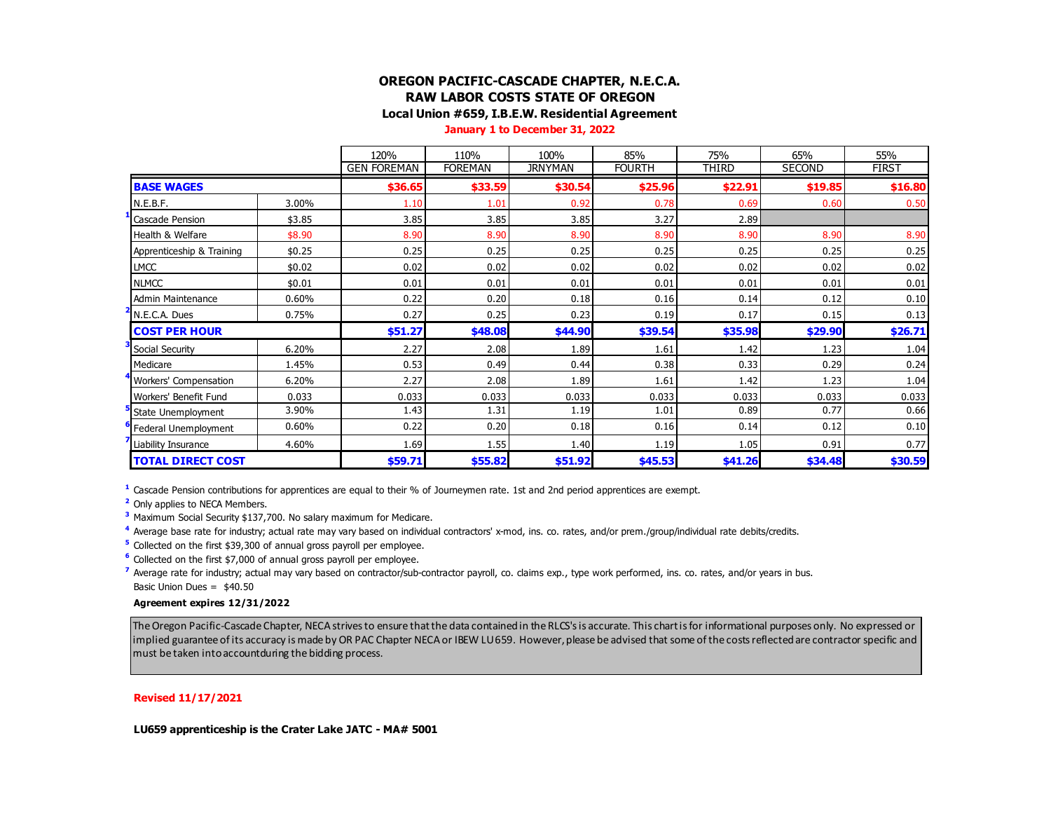# OREGON PACIFIC-CASCADE CHAPTER, N.E.C.A.

## RAW LABOR COSTS STATE OF OREGON

### Local Union #659, I.B.E.W. Residential Agreement

**January 1 to December 31, 2022**

| | | 120% GEN FOREMAN | 110% FOREMAN | 100% JRNYMAN | 85% FOURTH | 75% THIRD | 65% SECOND | 55% FIRST |
|---|---|---|---|---|---|---|---|---|
| **BASE WAGES** | | **$36.65** | **$33.59** | **$30.54** | **$25.96** | **$22.91** | **$19.85** | **$16.80** |
| N.E.B.F. | 3.00% | 1.10 | 1.01 | 0.92 | 0.78 | 0.69 | 0.60 | 0.50 |
| Cascade Pension [1] | $3.85 | 3.85 | 3.85 | 3.85 | 3.27 | 2.89 | | |
| Health & Welfare | $8.90 | 8.90 | 8.90 | 8.90 | 8.90 | 8.90 | 8.90 | 8.90 |
| Apprenticeship & Training | $0.25 | 0.25 | 0.25 | 0.25 | 0.25 | 0.25 | 0.25 | 0.25 |
| LMCC | $0.02 | 0.02 | 0.02 | 0.02 | 0.02 | 0.02 | 0.02 | 0.02 |
| NLMCC | $0.01 | 0.01 | 0.01 | 0.01 | 0.01 | 0.01 | 0.01 | 0.01 |
| Admin Maintenance | 0.60% | 0.22 | 0.20 | 0.18 | 0.16 | 0.14 | 0.12 | 0.10 |
| N.E.C.A. Dues [2] | 0.75% | 0.27 | 0.25 | 0.23 | 0.19 | 0.17 | 0.15 | 0.13 |
| **COST PER HOUR** | | **$51.27** | **$48.08** | **$44.90** | **$39.54** | **$35.98** | **$29.90** | **$26.71** |
| Social Security [3] | 6.20% | 2.27 | 2.08 | 1.89 | 1.61 | 1.42 | 1.23 | 1.04 |
| Medicare | 1.45% | 0.53 | 0.49 | 0.44 | 0.38 | 0.33 | 0.29 | 0.24 |
| Workers' Compensation [4] | 6.20% | 2.27 | 2.08 | 1.89 | 1.61 | 1.42 | 1.23 | 1.04 |
| Workers' Benefit Fund | 0.033 | 0.033 | 0.033 | 0.033 | 0.033 | 0.033 | 0.033 | 0.033 |
| State Unemployment [5] | 3.90% | 1.43 | 1.31 | 1.19 | 1.01 | 0.89 | 0.77 | 0.66 |
| Federal Unemployment [6] | 0.60% | 0.22 | 0.20 | 0.18 | 0.16 | 0.14 | 0.12 | 0.10 |
| Liability Insurance [7] | 4.60% | 1.69 | 1.55 | 1.40 | 1.19 | 1.05 | 0.91 | 0.77 |
| **TOTAL DIRECT COST** | | **$59.71** | **$55.82** | **$51.92** | **$45.53** | **$41.26** | **$34.48** | **$30.59** |

[1] Cascade Pension contributions for apprentices are equal to their % of Journeymen rate. 1st and 2nd period apprentices are exempt.

[2] Only applies to NECA Members.

[3] Maximum Social Security $137,700. No salary maximum for Medicare.

[4] Average base rate for industry; actual rate may vary based on individual contractors' x-mod, ins. co. rates, and/or prem./group/individual rate debits/credits.

[5] Collected on the first $39,300 of annual gross payroll per employee.

[6] Collected on the first $7,000 of annual gross payroll per employee.

[7] Average rate for industry; actual may vary based on contractor/sub-contractor payroll, co. claims exp., type work performed, ins. co. rates, and/or years in bus.

Basic Union Dues = $40.50

**Agreement expires 12/31/2022**

The Oregon Pacific-Cascade Chapter, NECA strives to ensure that the data contained in the RLCS's is accurate. This chart is for informational purposes only. No expressed or implied guarantee of its accuracy is made by OR PAC Chapter NECA or IBEW LU659. However, please be advised that some of the costs reflected are contractor specific and must be taken into accountduring the bidding process.

**Revised 11/17/2021**

**LU659 apprenticeship is the Crater Lake JATC - MA# 5001**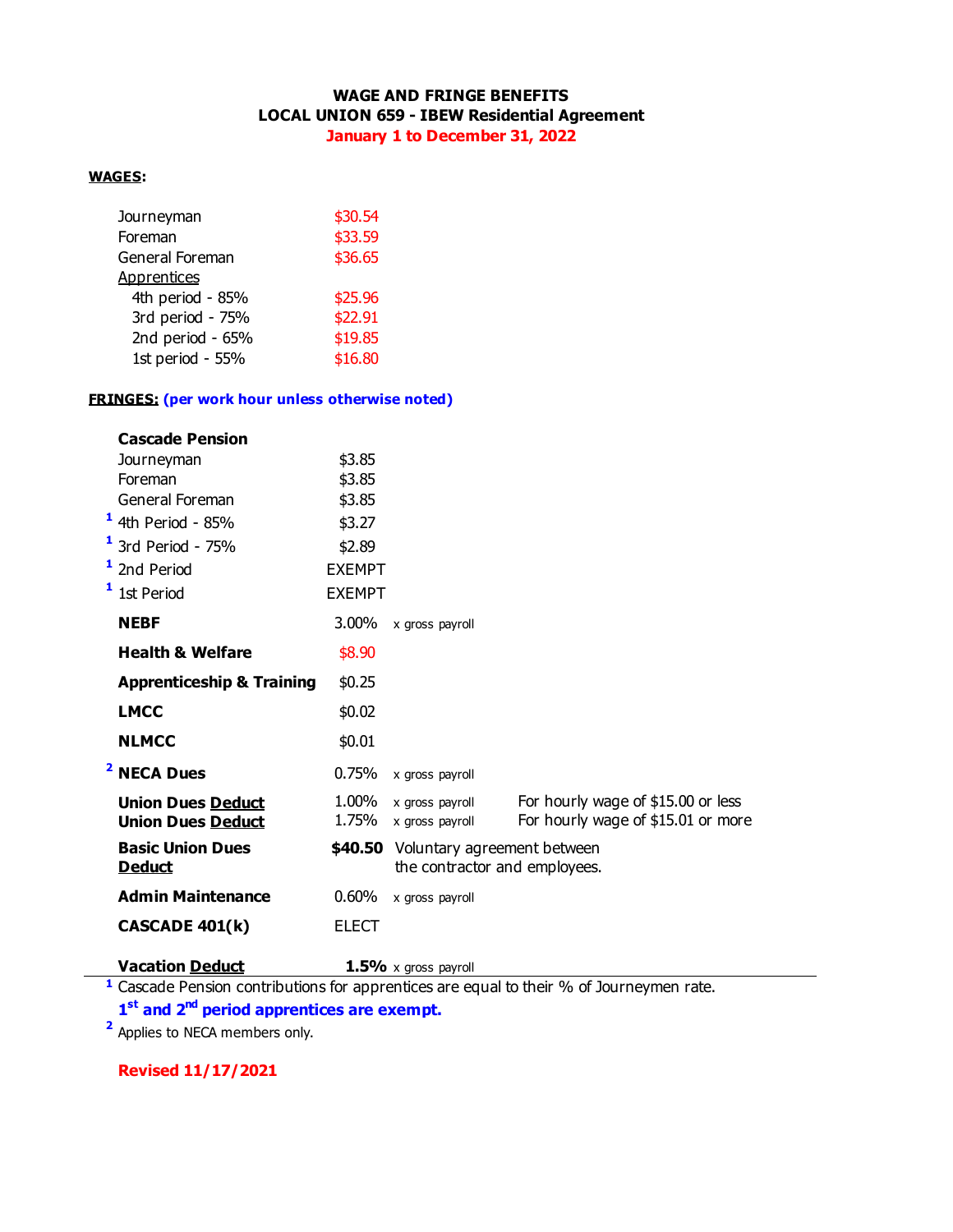# WAGE AND FRINGE BENEFITS
## LOCAL UNION 659 - IBEW Residential Agreement
## January 1 to December 31, 2022

**WAGES:**

| | |
|---|---|
| Journeyman | $30.54 |
| Foreman | $33.59 |
| General Foreman | $36.65 |
| Apprentices | |
| 4th period - 85% | $25.96 |
| 3rd period - 75% | $22.91 |
| 2nd period - 65% | $19.85 |
| 1st period - 55% | $16.80 |

**FRINGES:** **(per work hour unless otherwise noted)**

| | | | |
|---|---|---|---|
| **Cascade Pension** | | | |
| Journeyman | $3.85 | | |
| Foreman | $3.85 | | |
| General Foreman | $3.85 | | |
| [1] 4th Period - 85% | $3.27 | | |
| [1] 3rd Period - 75% | $2.89 | | |
| [1] 2nd Period | EXEMPT | | |
| [1] 1st Period | EXEMPT | | |
| **NEBF** | 3.00% | x gross payroll | |
| **Health & Welfare** | $8.90 | | |
| **Apprenticeship & Training** | $0.25 | | |
| **LMCC** | $0.02 | | |
| **NLMCC** | $0.01 | | |
| [2] **NECA Dues** | 0.75% | x gross payroll | |
| **Union Dues Deduct** | 1.00% | x gross payroll | For hourly wage of $15.00 or less |
| **Union Dues Deduct** | 1.75% | x gross payroll | For hourly wage of $15.01 or more |
| **Basic Union Dues Deduct** | **$40.50** | Voluntary agreement between the contractor and employees. | |
| **Admin Maintenance** | 0.60% | x gross payroll | |
| **CASCADE 401(k)** | ELECT | | |
| **Vacation Deduct** | **1.5%** | x gross payroll | |

[1] Cascade Pension contributions for apprentices are equal to their % of Journeymen rate.
**1st and 2nd period apprentices are exempt.**

[2] Applies to NECA members only.

**Revised 11/17/2021**